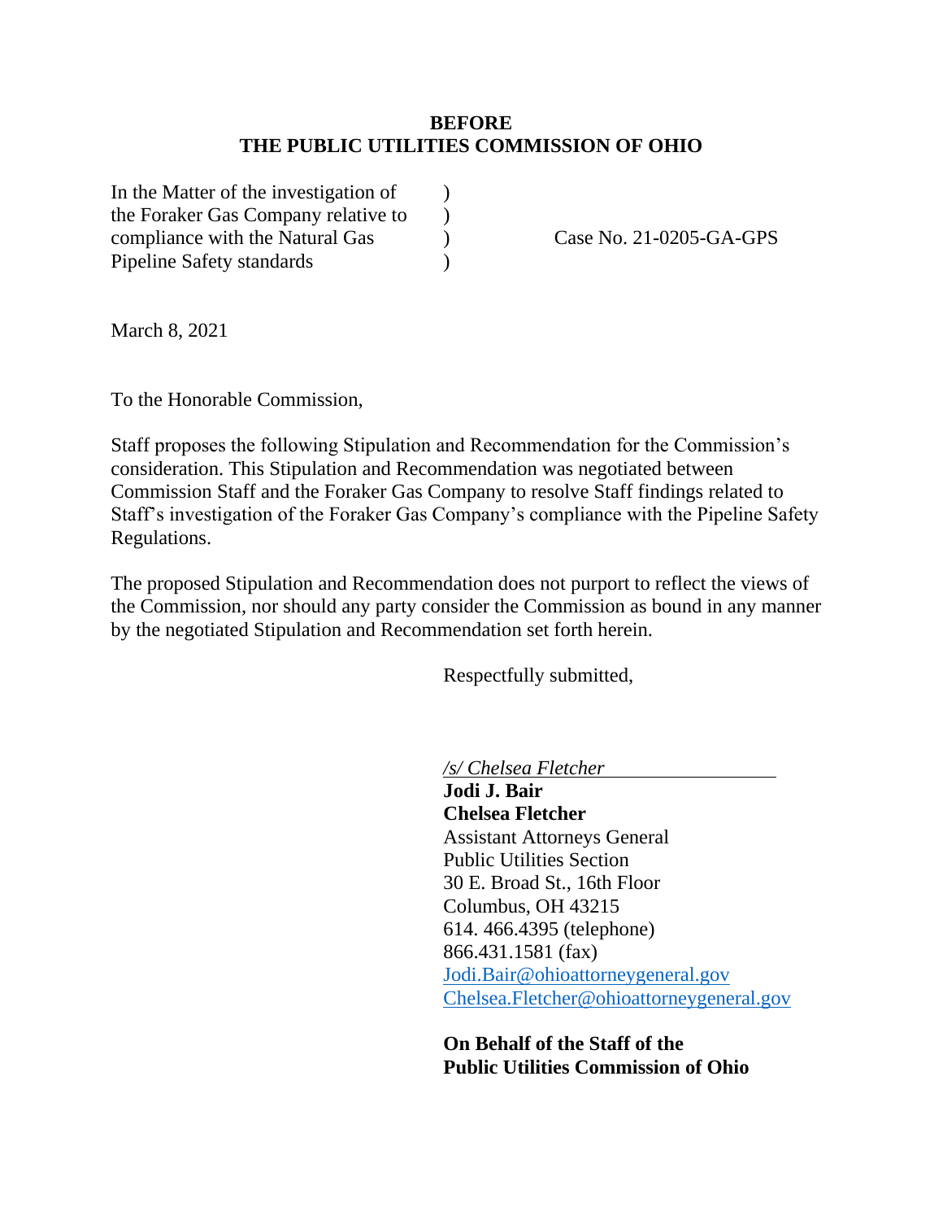**BEFORE**
**THE PUBLIC UTILITIES COMMISSION OF OHIO**

| | | |
|---|---|---|
| In the Matter of the investigation of | ) | |
| the Foraker Gas Company relative to | ) | |
| compliance with the Natural Gas | ) | Case No. 21-0205-GA-GPS |
| Pipeline Safety standards | ) | |

March 8, 2021

To the Honorable Commission,

Staff proposes the following Stipulation and Recommendation for the Commission's consideration. This Stipulation and Recommendation was negotiated between Commission Staff and the Foraker Gas Company to resolve Staff findings related to Staff's investigation of the Foraker Gas Company's compliance with the Pipeline Safety Regulations.

The proposed Stipulation and Recommendation does not purport to reflect the views of the Commission, nor should any party consider the Commission as bound in any manner by the negotiated Stipulation and Recommendation set forth herein.

Respectfully submitted,

*/s/ Chelsea Fletcher*
**Jodi J. Bair**
**Chelsea Fletcher**
Assistant Attorneys General
Public Utilities Section
30 E. Broad St., 16th Floor
Columbus, OH 43215
614. 466.4395 (telephone)
866.431.1581 (fax)
Jodi.Bair@ohioattorneygeneral.gov
Chelsea.Fletcher@ohioattorneygeneral.gov

**On Behalf of the Staff of the Public Utilities Commission of Ohio**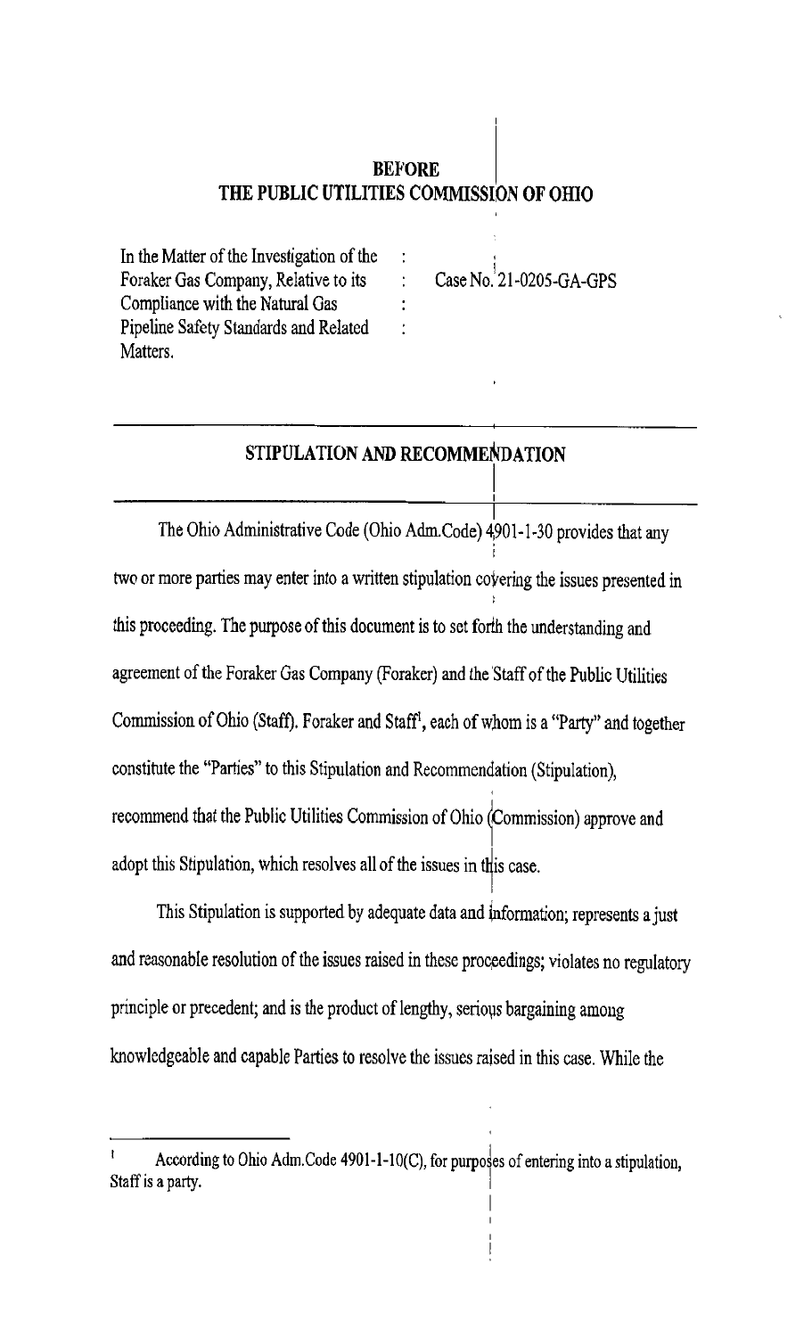# BEFORE
# THE PUBLIC UTILITIES COMMISSION OF OHIO

| | | |
|---|---|---|
| In the Matter of the Investigation of the Foraker Gas Company, Relative to its Compliance with the Natural Gas Pipeline Safety Standards and Related Matters. | : : : : | Case No. 21-0205-GA-GPS |

## STIPULATION AND RECOMMENDATION

The Ohio Administrative Code (Ohio Adm.Code) 4901-1-30 provides that any two or more parties may enter into a written stipulation covering the issues presented in this proceeding. The purpose of this document is to set forth the understanding and agreement of the Foraker Gas Company (Foraker) and the Staff of the Public Utilities Commission of Ohio (Staff). Foraker and Staff[1], each of whom is a "Party" and together constitute the "Parties" to this Stipulation and Recommendation (Stipulation), recommend that the Public Utilities Commission of Ohio (Commission) approve and adopt this Stipulation, which resolves all of the issues in this case.

This Stipulation is supported by adequate data and information; represents a just and reasonable resolution of the issues raised in these proceedings; violates no regulatory principle or precedent; and is the product of lengthy, serious bargaining among knowledgeable and capable Parties to resolve the issues raised in this case. While the

[1] According to Ohio Adm.Code 4901-1-10(C), for purposes of entering into a stipulation, Staff is a party.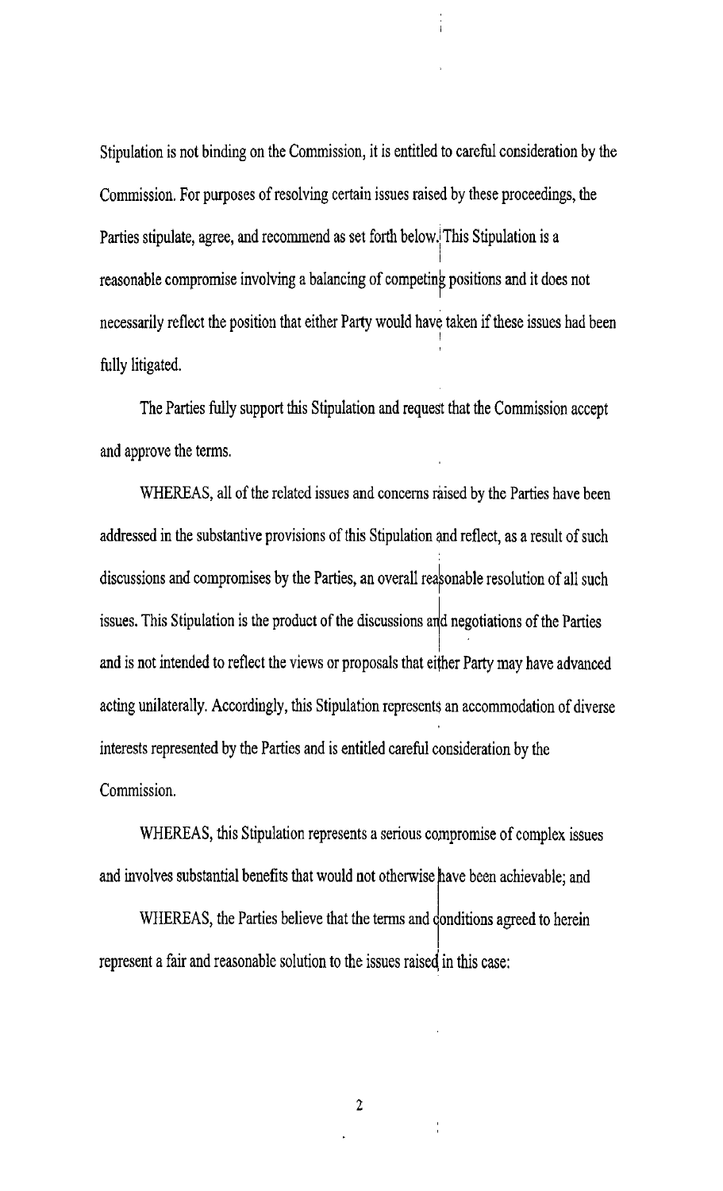Stipulation is not binding on the Commission, it is entitled to careful consideration by the Commission. For purposes of resolving certain issues raised by these proceedings, the Parties stipulate, agree, and recommend as set forth below. This Stipulation is a reasonable compromise involving a balancing of competing positions and it does not necessarily reflect the position that either Party would have taken if these issues had been fully litigated.

The Parties fully support this Stipulation and request that the Commission accept and approve the terms.

WHEREAS, all of the related issues and concerns raised by the Parties have been addressed in the substantive provisions of this Stipulation and reflect, as a result of such discussions and compromises by the Parties, an overall reasonable resolution of all such issues. This Stipulation is the product of the discussions and negotiations of the Parties and is not intended to reflect the views or proposals that either Party may have advanced acting unilaterally. Accordingly, this Stipulation represents an accommodation of diverse interests represented by the Parties and is entitled careful consideration by the Commission.

WHEREAS, this Stipulation represents a serious compromise of complex issues and involves substantial benefits that would not otherwise have been achievable; and

WHEREAS, the Parties believe that the terms and conditions agreed to herein represent a fair and reasonable solution to the issues raised in this case: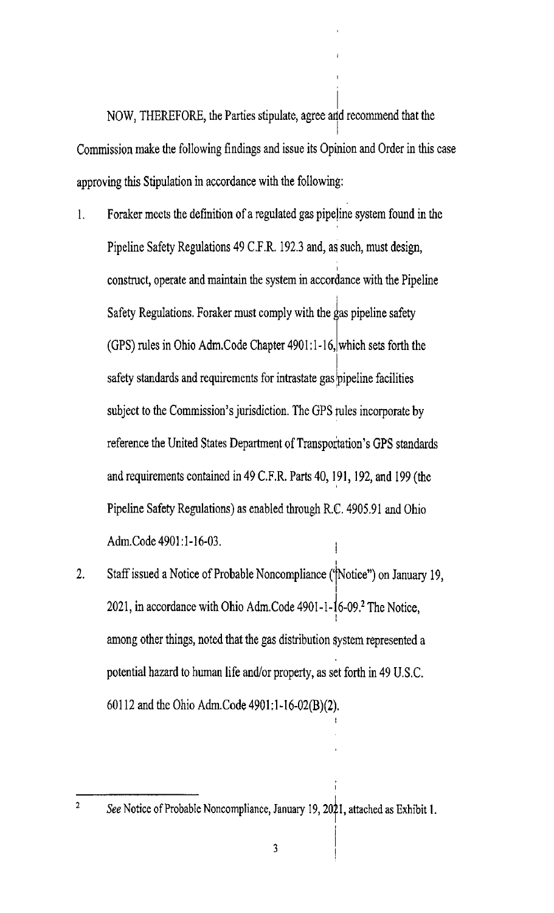NOW, THEREFORE, the Parties stipulate, agree and recommend that the Commission make the following findings and issue its Opinion and Order in this case approving this Stipulation in accordance with the following:

1. Foraker meets the definition of a regulated gas pipeline system found in the Pipeline Safety Regulations 49 C.F.R. 192.3 and, as such, must design, construct, operate and maintain the system in accordance with the Pipeline Safety Regulations. Foraker must comply with the gas pipeline safety (GPS) rules in Ohio Adm.Code Chapter 4901:1-16, which sets forth the safety standards and requirements for intrastate gas pipeline facilities subject to the Commission's jurisdiction. The GPS rules incorporate by reference the United States Department of Transportation's GPS standards and requirements contained in 49 C.F.R. Parts 40, 191, 192, and 199 (the Pipeline Safety Regulations) as enabled through R.C. 4905.91 and Ohio Adm.Code 4901:1-16-03.
2. Staff issued a Notice of Probable Noncompliance ("Notice") on January 19, 2021, in accordance with Ohio Adm.Code 4901-1-16-09.[2] The Notice, among other things, noted that the gas distribution system represented a potential hazard to human life and/or property, as set forth in 49 U.S.C. 60112 and the Ohio Adm.Code 4901:1-16-02(B)(2).

---

[2] *See* Notice of Probable Noncompliance, January 19, 2021, attached as Exhibit 1.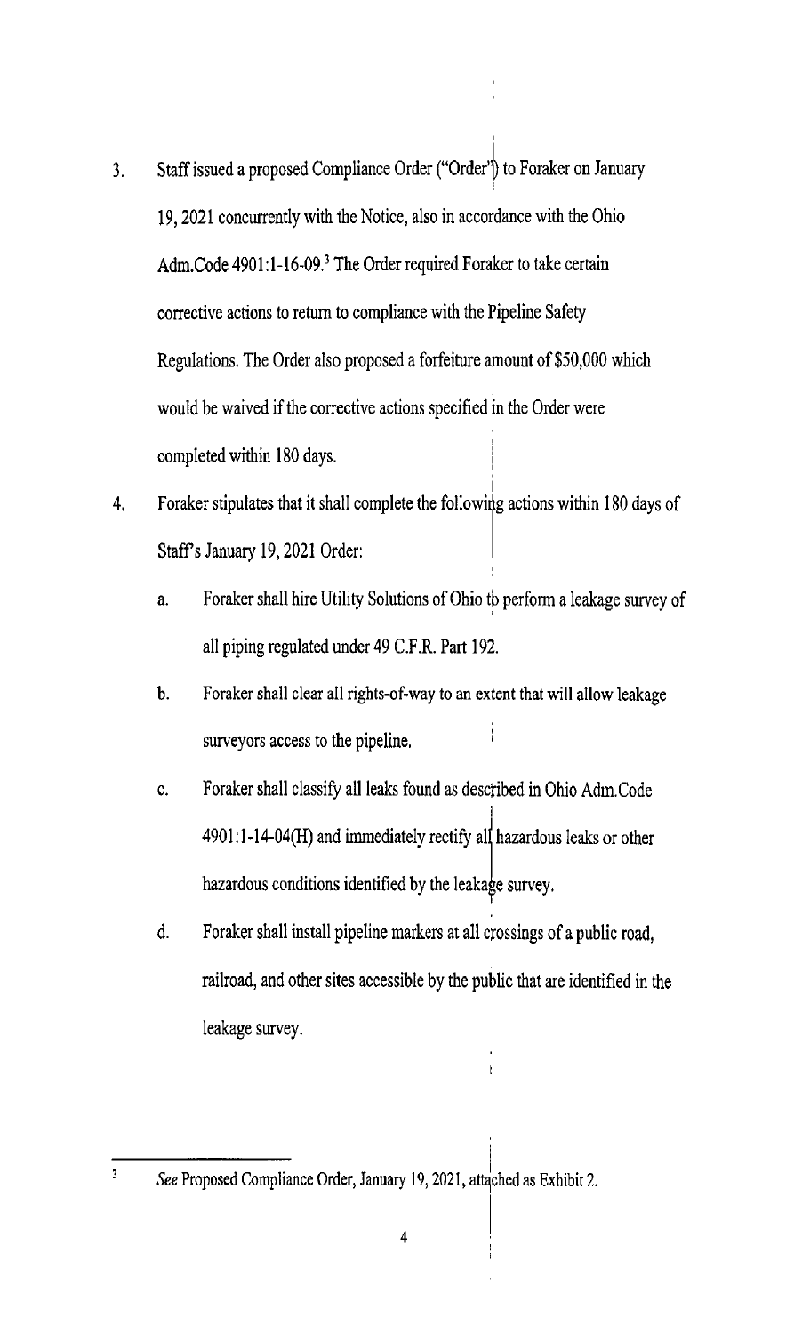3. Staff issued a proposed Compliance Order ("Order") to Foraker on January 19, 2021 concurrently with the Notice, also in accordance with the Ohio Adm.Code 4901:1-16-09.[3] The Order required Foraker to take certain corrective actions to return to compliance with the Pipeline Safety Regulations. The Order also proposed a forfeiture amount of $50,000 which would be waived if the corrective actions specified in the Order were completed within 180 days.

4. Foraker stipulates that it shall complete the following actions within 180 days of Staff's January 19, 2021 Order:

   a. Foraker shall hire Utility Solutions of Ohio to perform a leakage survey of all piping regulated under 49 C.F.R. Part 192.

   b. Foraker shall clear all rights-of-way to an extent that will allow leakage surveyors access to the pipeline.

   c. Foraker shall classify all leaks found as described in Ohio Adm.Code 4901:1-14-04(H) and immediately rectify all hazardous leaks or other hazardous conditions identified by the leakage survey.

   d. Foraker shall install pipeline markers at all crossings of a public road, railroad, and other sites accessible by the public that are identified in the leakage survey.

---

[3] *See* Proposed Compliance Order, January 19, 2021, attached as Exhibit 2.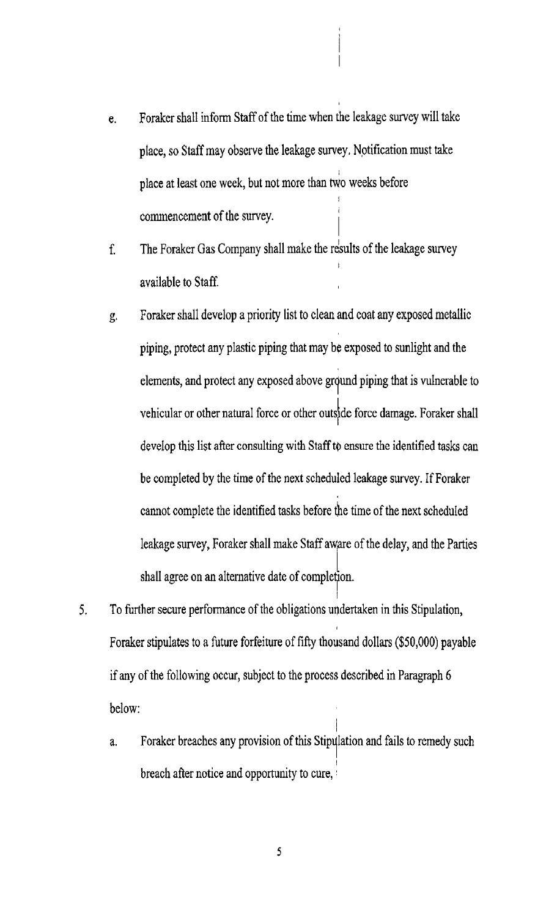e. Foraker shall inform Staff of the time when the leakage survey will take place, so Staff may observe the leakage survey. Notification must take place at least one week, but not more than two weeks before commencement of the survey.

f. The Foraker Gas Company shall make the results of the leakage survey available to Staff.

g. Foraker shall develop a priority list to clean and coat any exposed metallic piping, protect any plastic piping that may be exposed to sunlight and the elements, and protect any exposed above ground piping that is vulnerable to vehicular or other natural force or other outside force damage. Foraker shall develop this list after consulting with Staff to ensure the identified tasks can be completed by the time of the next scheduled leakage survey. If Foraker cannot complete the identified tasks before the time of the next scheduled leakage survey, Foraker shall make Staff aware of the delay, and the Parties shall agree on an alternative date of completion.

5. To further secure performance of the obligations undertaken in this Stipulation, Foraker stipulates to a future forfeiture of fifty thousand dollars ($50,000) payable if any of the following occur, subject to the process described in Paragraph 6 below:

   a. Foraker breaches any provision of this Stipulation and fails to remedy such breach after notice and opportunity to cure,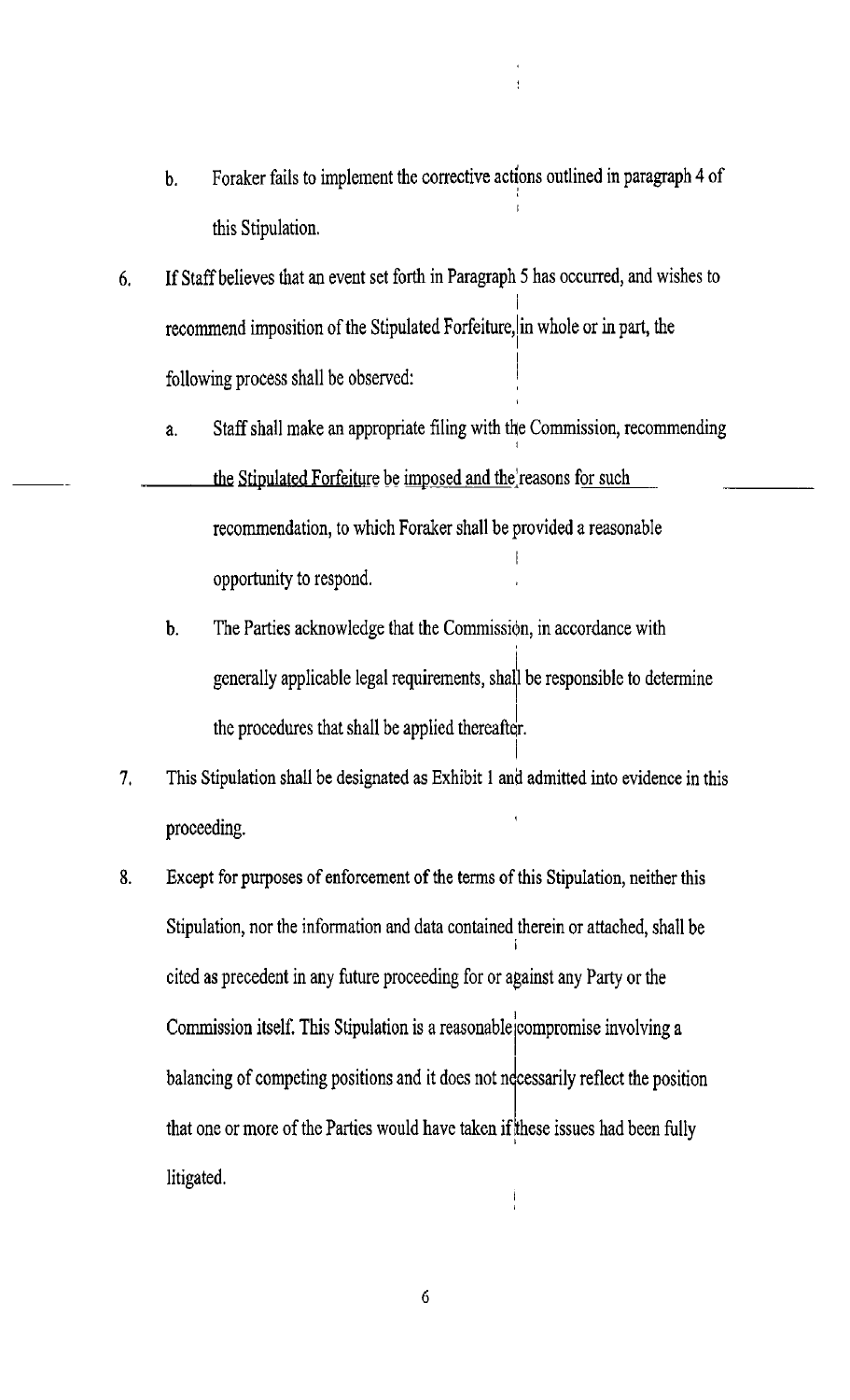b. Foraker fails to implement the corrective actions outlined in paragraph 4 of this Stipulation.

6. If Staff believes that an event set forth in Paragraph 5 has occurred, and wishes to recommend imposition of the Stipulated Forfeiture, in whole or in part, the following process shall be observed:

   a. Staff shall make an appropriate filing with the Commission, recommending the Stipulated Forfeiture be imposed and the reasons for such recommendation, to which Foraker shall be provided a reasonable opportunity to respond.

   b. The Parties acknowledge that the Commission, in accordance with generally applicable legal requirements, shall be responsible to determine the procedures that shall be applied thereafter.

7. This Stipulation shall be designated as Exhibit 1 and admitted into evidence in this proceeding.

8. Except for purposes of enforcement of the terms of this Stipulation, neither this Stipulation, nor the information and data contained therein or attached, shall be cited as precedent in any future proceeding for or against any Party or the Commission itself. This Stipulation is a reasonable compromise involving a balancing of competing positions and it does not necessarily reflect the position that one or more of the Parties would have taken if these issues had been fully litigated.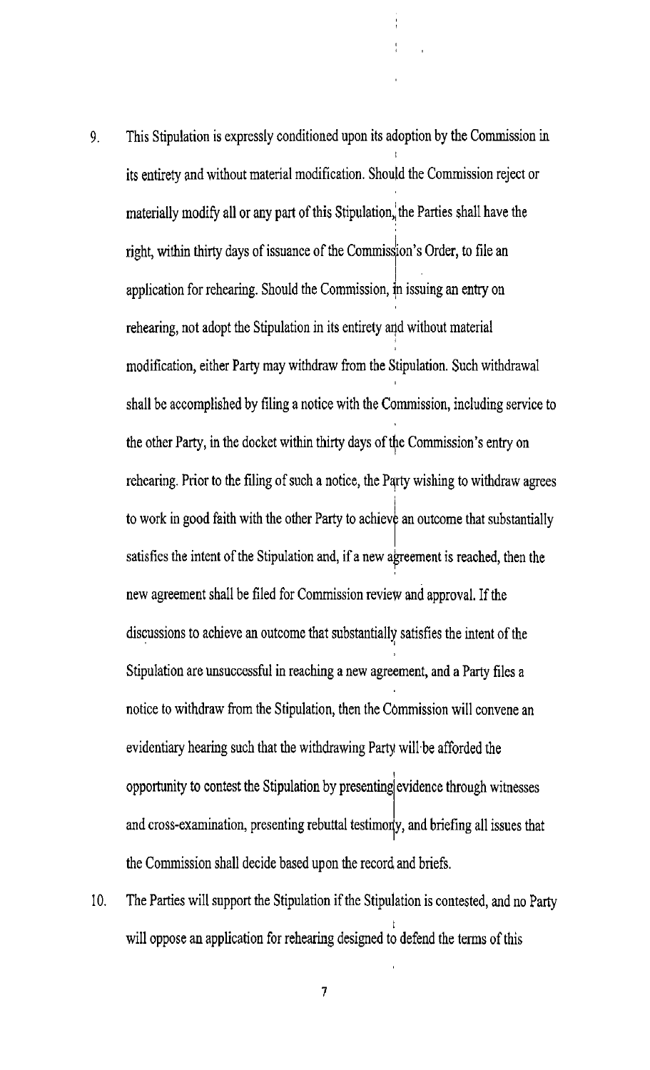9. This Stipulation is expressly conditioned upon its adoption by the Commission in its entirety and without material modification. Should the Commission reject or materially modify all or any part of this Stipulation, the Parties shall have the right, within thirty days of issuance of the Commission's Order, to file an application for rehearing. Should the Commission, in issuing an entry on rehearing, not adopt the Stipulation in its entirety and without material modification, either Party may withdraw from the Stipulation. Such withdrawal shall be accomplished by filing a notice with the Commission, including service to the other Party, in the docket within thirty days of the Commission's entry on rehearing. Prior to the filing of such a notice, the Party wishing to withdraw agrees to work in good faith with the other Party to achieve an outcome that substantially satisfies the intent of the Stipulation and, if a new agreement is reached, then the new agreement shall be filed for Commission review and approval. If the discussions to achieve an outcome that substantially satisfies the intent of the Stipulation are unsuccessful in reaching a new agreement, and a Party files a notice to withdraw from the Stipulation, then the Commission will convene an evidentiary hearing such that the withdrawing Party will be afforded the opportunity to contest the Stipulation by presenting evidence through witnesses and cross-examination, presenting rebuttal testimony, and briefing all issues that the Commission shall decide based upon the record and briefs.

10. The Parties will support the Stipulation if the Stipulation is contested, and no Party will oppose an application for rehearing designed to defend the terms of this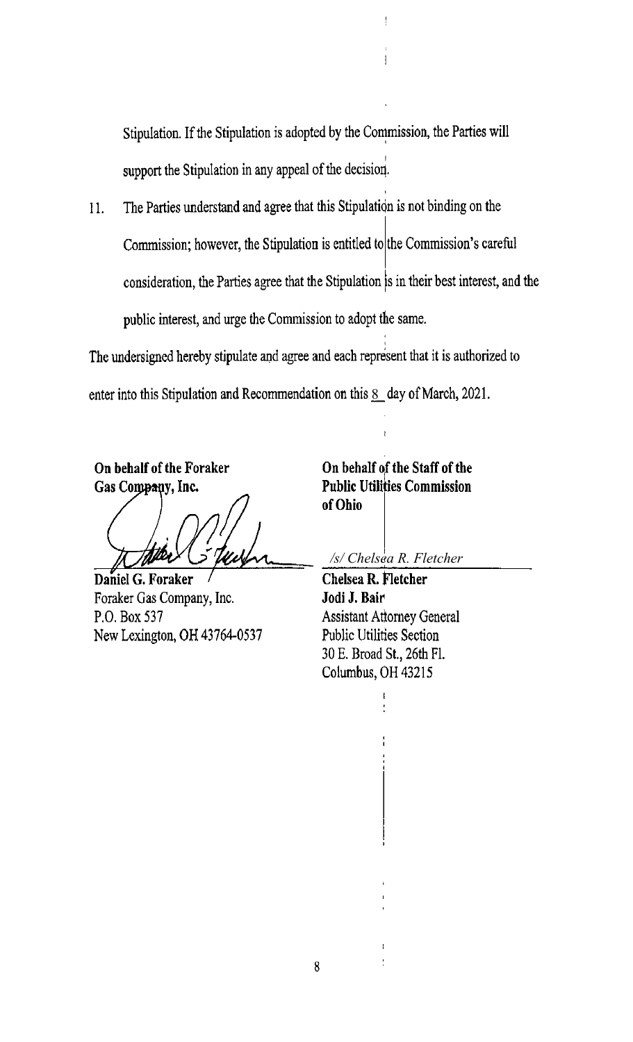Stipulation. If the Stipulation is adopted by the Commission, the Parties will support the Stipulation in any appeal of the decision.

11. The Parties understand and agree that this Stipulation is not binding on the Commission; however, the Stipulation is entitled to the Commission's careful consideration, the Parties agree that the Stipulation is in their best interest, and the public interest, and urge the Commission to adopt the same.

The undersigned hereby stipulate and agree and each represent that it is authorized to enter into this Stipulation and Recommendation on this 8 day of March, 2021.

**On behalf of the Foraker Gas Company, Inc.**

**Daniel G. Foraker**
Foraker Gas Company, Inc.
P.O. Box 537
New Lexington, OH 43764-0537

**On behalf of the Staff of the Public Utilities Commission of Ohio**

*/s/ Chelsea R. Fletcher*

**Chelsea R. Fletcher**
**Jodi J. Bair**
Assistant Attorney General
Public Utilities Section
30 E. Broad St., 26th Fl.
Columbus, OH 43215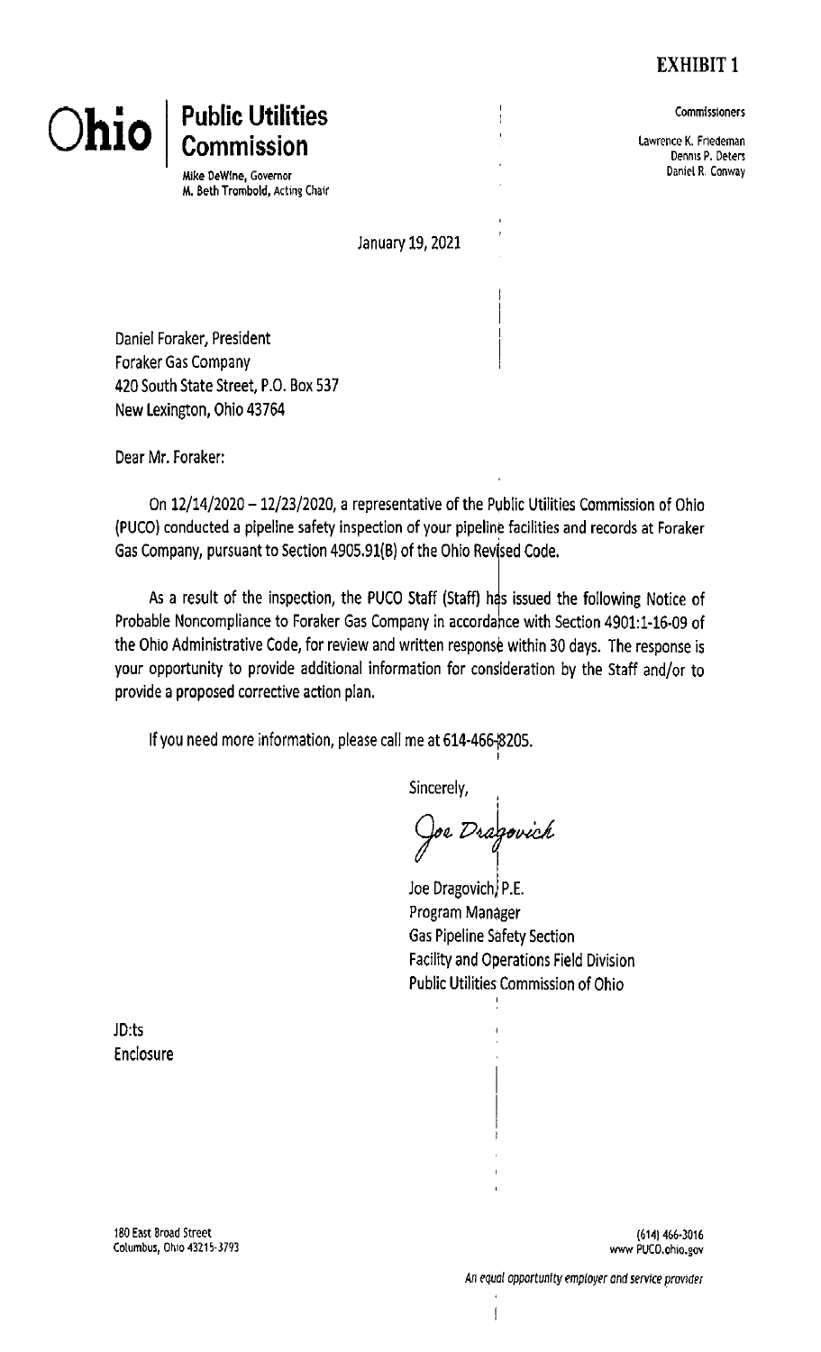**EXHIBIT 1**

# Ohio | Public Utilities Commission

Mike DeWine, Governor
M. Beth Trombold, Acting Chair

Commissioners

Lawrence K. Friedeman
Dennis P. Deters
Daniel R. Conway

January 19, 2021

Daniel Foraker, President
Foraker Gas Company
420 South State Street, P.O. Box 537
New Lexington, Ohio 43764

Dear Mr. Foraker:

On 12/14/2020 – 12/23/2020, a representative of the Public Utilities Commission of Ohio (PUCO) conducted a pipeline safety inspection of your pipeline facilities and records at Foraker Gas Company, pursuant to Section 4905.91(B) of the Ohio Revised Code.

As a result of the inspection, the PUCO Staff (Staff) has issued the following Notice of Probable Noncompliance to Foraker Gas Company in accordance with Section 4901:1-16-09 of the Ohio Administrative Code, for review and written response within 30 days. The response is your opportunity to provide additional information for consideration by the Staff and/or to provide a proposed corrective action plan.

If you need more information, please call me at 614-466-8205.

Sincerely,

*Joe Dragovich*

Joe Dragovich, P.E.
Program Manager
Gas Pipeline Safety Section
Facility and Operations Field Division
Public Utilities Commission of Ohio

JD:ts
Enclosure

180 East Broad Street
Columbus, Ohio 43215-3793

(614) 466-3016
www.PUCO.ohio.gov

*An equal opportunity employer and service provider*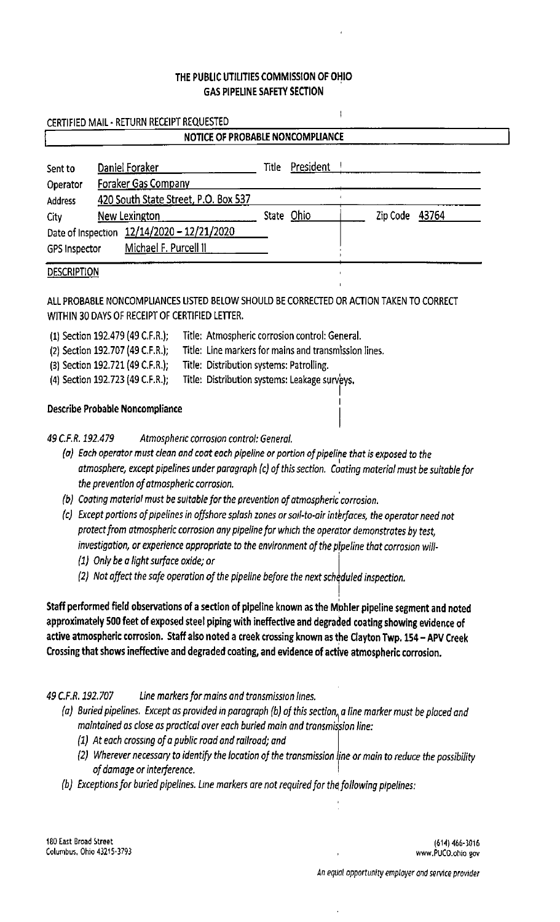**THE PUBLIC UTILITIES COMMISSION OF OHIO**
**GAS PIPELINE SAFETY SECTION**

CERTIFIED MAIL - RETURN RECEIPT REQUESTED

## NOTICE OF PROBABLE NONCOMPLIANCE

| | | | |
|---|---|---|---|
| Sent to | Daniel Foraker | Title | President |
| Operator | Foraker Gas Company | | |
| Address | 420 South State Street, P.O. Box 537 | | |
| City | New Lexington | State Ohio | Zip Code 43764 |
| Date of Inspection | 12/14/2020 – 12/21/2020 | | |
| GPS Inspector | Michael F. Purcell II | | |

DESCRIPTION

ALL PROBABLE NONCOMPLIANCES LISTED BELOW SHOULD BE CORRECTED OR ACTION TAKEN TO CORRECT WITHIN 30 DAYS OF RECEIPT OF CERTIFIED LETTER.

(1) Section 192.479 (49 C.F.R.); Title: Atmospheric corrosion control: General.
(2) Section 192.707 (49 C.F.R.); Title: Line markers for mains and transmission lines.
(3) Section 192.721 (49 C.F.R.); Title: Distribution systems: Patrolling.
(4) Section 192.723 (49 C.F.R.); Title: Distribution systems: Leakage surveys.

**Describe Probable Noncompliance**

*49 C.F.R. 192.479 Atmospheric corrosion control: General.*

*(a) Each operator must clean and coat each pipeline or portion of pipeline that is exposed to the atmosphere, except pipelines under paragraph (c) of this section. Coating material must be suitable for the prevention of atmospheric corrosion.*

*(b) Coating material must be suitable for the prevention of atmospheric corrosion.*

*(c) Except portions of pipelines in offshore splash zones or soil-to-air interfaces, the operator need not protect from atmospheric corrosion any pipeline for which the operator demonstrates by test, investigation, or experience appropriate to the environment of the pipeline that corrosion will-*

*(1) Only be a light surface oxide; or*

*(2) Not affect the safe operation of the pipeline before the next scheduled inspection.*

**Staff performed field observations of a section of pipeline known as the Mohler pipeline segment and noted approximately 500 feet of exposed steel piping with ineffective and degraded coating showing evidence of active atmospheric corrosion. Staff also noted a creek crossing known as the Clayton Twp. 154 – APV Creek Crossing that shows ineffective and degraded coating, and evidence of active atmospheric corrosion.**

*49 C.F.R. 192.707 Line markers for mains and transmission lines.*

*(a) Buried pipelines. Except as provided in paragraph (b) of this section, a line marker must be placed and maintained as close as practical over each buried main and transmission line:*

*(1) At each crossing of a public road and railroad; and*

*(2) Wherever necessary to identify the location of the transmission line or main to reduce the possibility of damage or interference.*

*(b) Exceptions for buried pipelines. Line markers are not required for the following pipelines:*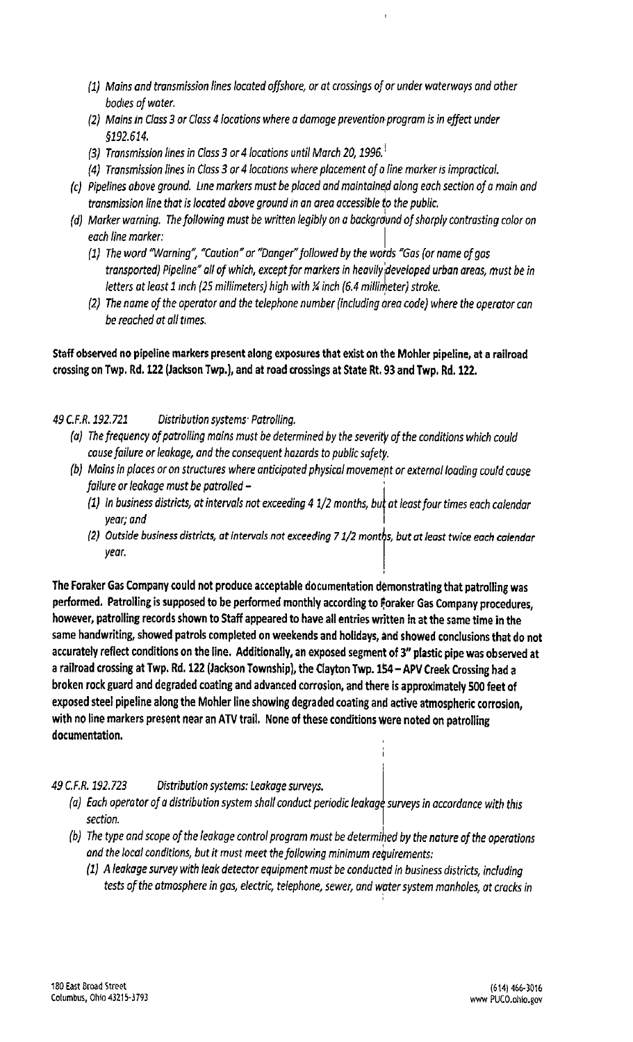*(1) Mains and transmission lines located offshore, or at crossings of or under waterways and other bodies of water.*

*(2) Mains in Class 3 or Class 4 locations where a damage prevention program is in effect under §192.614.*

*(3) Transmission lines in Class 3 or 4 locations until March 20, 1996.*

*(4) Transmission lines in Class 3 or 4 locations where placement of a line marker is impractical.*

*(c) Pipelines above ground. Line markers must be placed and maintained along each section of a main and transmission line that is located above ground in an area accessible to the public.*

*(d) Marker warning. The following must be written legibly on a background of sharply contrasting color on each line marker:*

*(1) The word "Warning", "Caution" or "Danger" followed by the words "Gas (or name of gas transported) Pipeline" all of which, except for markers in heavily developed urban areas, must be in letters at least 1 inch (25 millimeters) high with ¼ inch (6.4 millimeter) stroke.*

*(2) The name of the operator and the telephone number (including area code) where the operator can be reached at all times.*

**Staff observed no pipeline markers present along exposures that exist on the Mohler pipeline, at a railroad crossing on Twp. Rd. 122 (Jackson Twp.), and at road crossings at State Rt. 93 and Twp. Rd. 122.**

*49 C.F.R. 192.721 Distribution systems: Patrolling.*

*(a) The frequency of patrolling mains must be determined by the severity of the conditions which could cause failure or leakage, and the consequent hazards to public safety.*

*(b) Mains in places or on structures where anticipated physical movement or external loading could cause failure or leakage must be patrolled –*

*(1) In business districts, at intervals not exceeding 4 1/2 months, but at least four times each calendar year; and*

*(2) Outside business districts, at intervals not exceeding 7 1/2 months, but at least twice each calendar year.*

**The Foraker Gas Company could not produce acceptable documentation demonstrating that patrolling was performed. Patrolling is supposed to be performed monthly according to Foraker Gas Company procedures, however, patrolling records shown to Staff appeared to have all entries written in at the same time in the same handwriting, showed patrols completed on weekends and holidays, and showed conclusions that do not accurately reflect conditions on the line. Additionally, an exposed segment of 3" plastic pipe was observed at a railroad crossing at Twp. Rd. 122 (Jackson Township), the Clayton Twp. 154 – APV Creek Crossing had a broken rock guard and degraded coating and advanced corrosion, and there is approximately 500 feet of exposed steel pipeline along the Mohler line showing degraded coating and active atmospheric corrosion, with no line markers present near an ATV trail. None of these conditions were noted on patrolling documentation.**

*49 C.F.R. 192.723 Distribution systems: Leakage surveys.*

*(a) Each operator of a distribution system shall conduct periodic leakage surveys in accordance with this section.*

*(b) The type and scope of the leakage control program must be determined by the nature of the operations and the local conditions, but it must meet the following minimum requirements:*

*(1) A leakage survey with leak detector equipment must be conducted in business districts, including tests of the atmosphere in gas, electric, telephone, sewer, and water system manholes, at cracks in*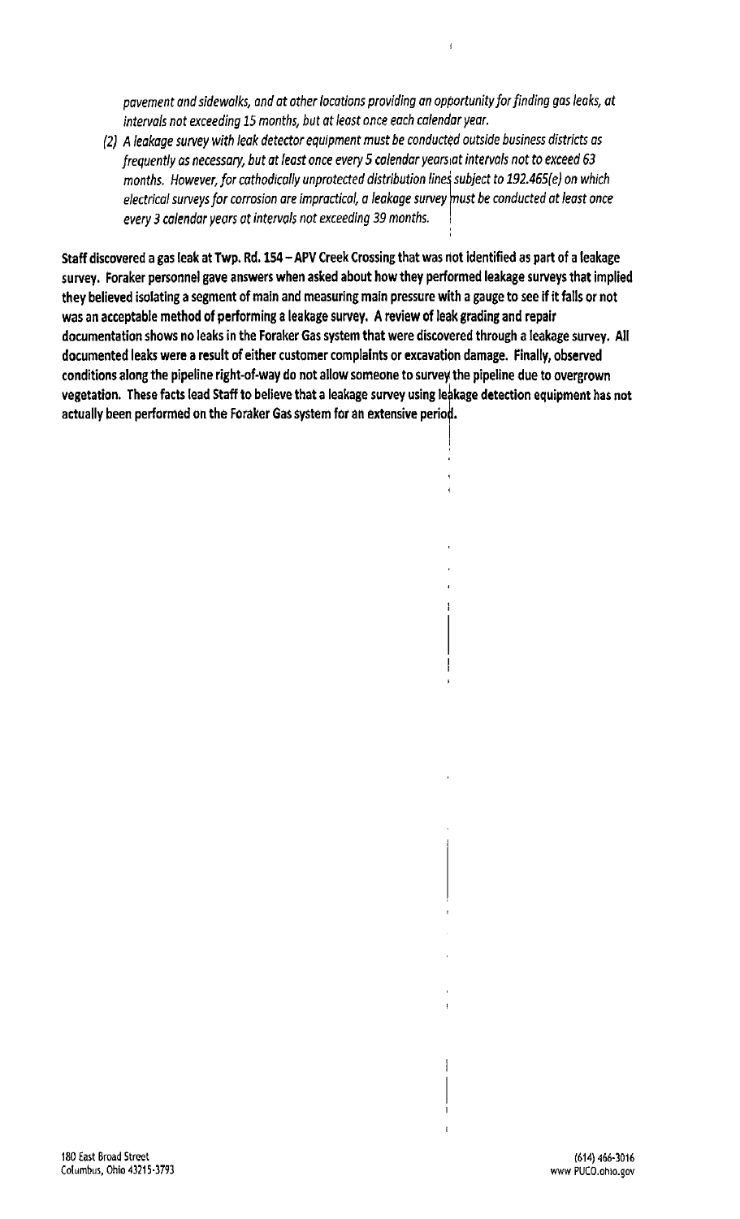*pavement and sidewalks, and at other locations providing an opportunity for finding gas leaks, at intervals not exceeding 15 months, but at least once each calendar year.*

*(2) A leakage survey with leak detector equipment must be conducted outside business districts as frequently as necessary, but at least once every 5 calendar years at intervals not to exceed 63 months. However, for cathodically unprotected distribution lines subject to 192.465(e) on which electrical surveys for corrosion are impractical, a leakage survey must be conducted at least once every 3 calendar years at intervals not exceeding 39 months.*

**Staff discovered a gas leak at Twp. Rd. 154 – APV Creek Crossing that was not identified as part of a leakage survey. Foraker personnel gave answers when asked about how they performed leakage surveys that implied they believed isolating a segment of main and measuring main pressure with a gauge to see if it falls or not was an acceptable method of performing a leakage survey. A review of leak grading and repair documentation shows no leaks in the Foraker Gas system that were discovered through a leakage survey. All documented leaks were a result of either customer complaints or excavation damage. Finally, observed conditions along the pipeline right-of-way do not allow someone to survey the pipeline due to overgrown vegetation. These facts lead Staff to believe that a leakage survey using leakage detection equipment has not actually been performed on the Foraker Gas system for an extensive period.**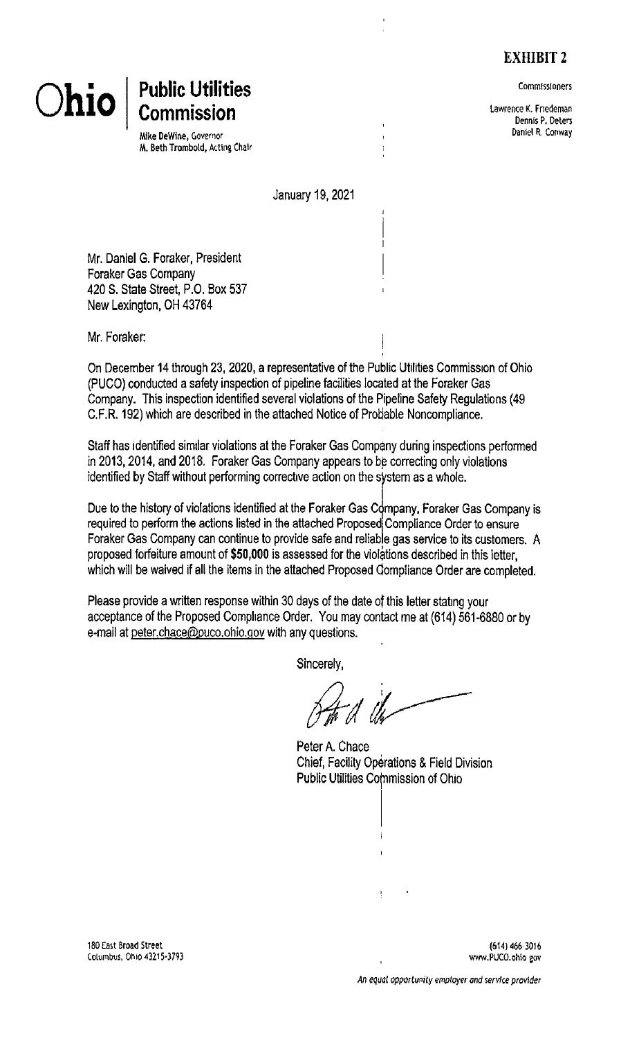**EXHIBIT 2**

# Ohio | Public Utilities Commission

Mike DeWine, Governor
M. Beth Trombold, Acting Chair

Commissioners

Lawrence K. Friedeman
Dennis P. Deters
Daniel R. Conway

January 19, 2021

Mr. Daniel G. Foraker, President
Foraker Gas Company
420 S. State Street, P.O. Box 537
New Lexington, OH 43764

Mr. Foraker:

On December 14 through 23, 2020, a representative of the Public Utilities Commission of Ohio (PUCO) conducted a safety inspection of pipeline facilities located at the Foraker Gas Company. This inspection identified several violations of the Pipeline Safety Regulations (49 C.F.R. 192) which are described in the attached Notice of Probable Noncompliance.

Staff has identified similar violations at the Foraker Gas Company during inspections performed in 2013, 2014, and 2018. Foraker Gas Company appears to be correcting only violations identified by Staff without performing corrective action on the system as a whole.

Due to the history of violations identified at the Foraker Gas Company, Foraker Gas Company is required to perform the actions listed in the attached Proposed Compliance Order to ensure Foraker Gas Company can continue to provide safe and reliable gas service to its customers. A proposed forfeiture amount of **$50,000** is assessed for the violations described in this letter, which will be waived if all the items in the attached Proposed Compliance Order are completed.

Please provide a written response within 30 days of the date of this letter stating your acceptance of the Proposed Compliance Order. You may contact me at (614) 561-6880 or by e-mail at peter.chace@puco.ohio.gov with any questions.

Sincerely,

Peter A. Chace
Chief, Facility Operations & Field Division
Public Utilities Commission of Ohio

180 East Broad Street
Columbus, Ohio 43215-3793

(614) 466-3016
www.PUCO.ohio.gov

*An equal opportunity employer and service provider*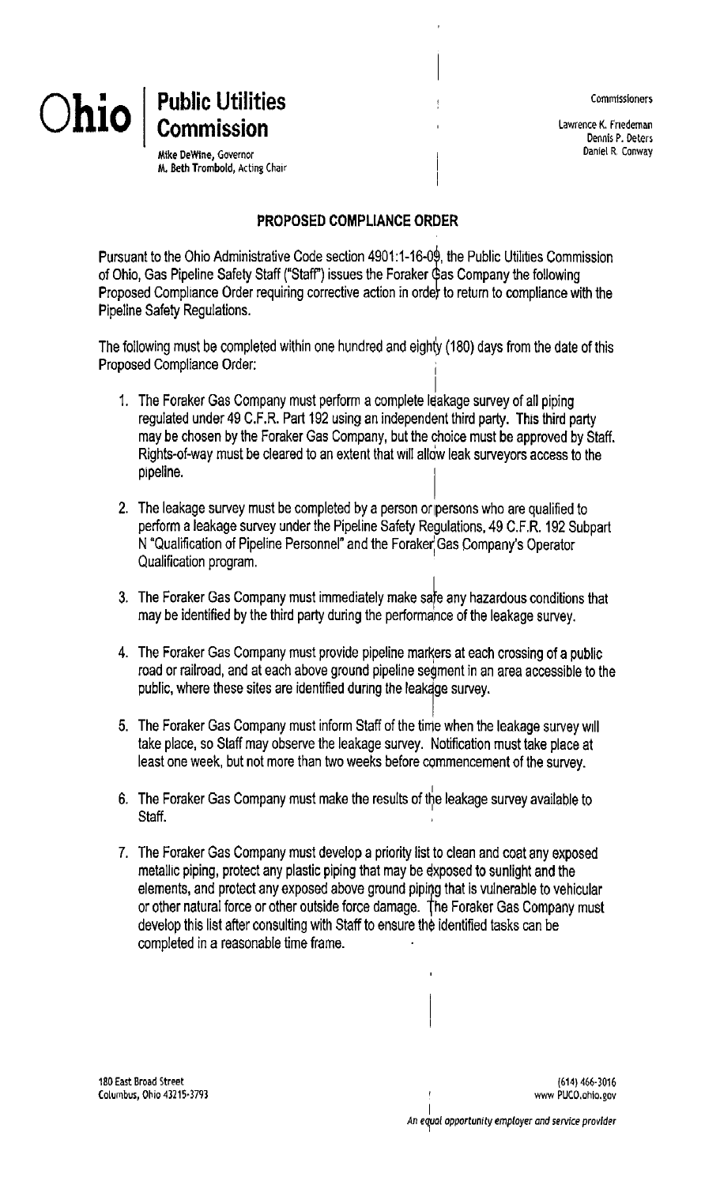Ohio | Public Utilities Commission

Mike DeWine, Governor
M. Beth Trombold, Acting Chair

Commissioners

Lawrence K. Friedeman
Dennis P. Deters
Daniel R. Conway

## PROPOSED COMPLIANCE ORDER

Pursuant to the Ohio Administrative Code section 4901:1-16-09, the Public Utilities Commission of Ohio, Gas Pipeline Safety Staff ("Staff") issues the Foraker Gas Company the following Proposed Compliance Order requiring corrective action in order to return to compliance with the Pipeline Safety Regulations.

The following must be completed within one hundred and eighty (180) days from the date of this Proposed Compliance Order:

1. The Foraker Gas Company must perform a complete leakage survey of all piping regulated under 49 C.F.R. Part 192 using an independent third party. This third party may be chosen by the Foraker Gas Company, but the choice must be approved by Staff. Rights-of-way must be cleared to an extent that will allow leak surveyors access to the pipeline.

2. The leakage survey must be completed by a person or persons who are qualified to perform a leakage survey under the Pipeline Safety Regulations, 49 C.F.R. 192 Subpart N "Qualification of Pipeline Personnel" and the Foraker Gas Company's Operator Qualification program.

3. The Foraker Gas Company must immediately make safe any hazardous conditions that may be identified by the third party during the performance of the leakage survey.

4. The Foraker Gas Company must provide pipeline markers at each crossing of a public road or railroad, and at each above ground pipeline segment in an area accessible to the public, where these sites are identified during the leakage survey.

5. The Foraker Gas Company must inform Staff of the time when the leakage survey will take place, so Staff may observe the leakage survey. Notification must take place at least one week, but not more than two weeks before commencement of the survey.

6. The Foraker Gas Company must make the results of the leakage survey available to Staff.

7. The Foraker Gas Company must develop a priority list to clean and coat any exposed metallic piping, protect any plastic piping that may be exposed to sunlight and the elements, and protect any exposed above ground piping that is vulnerable to vehicular or other natural force or other outside force damage. The Foraker Gas Company must develop this list after consulting with Staff to ensure the identified tasks can be completed in a reasonable time frame.

180 East Broad Street
Columbus, Ohio 43215-3793

(614) 466-3016
www.PUCO.ohio.gov

*An equal opportunity employer and service provider*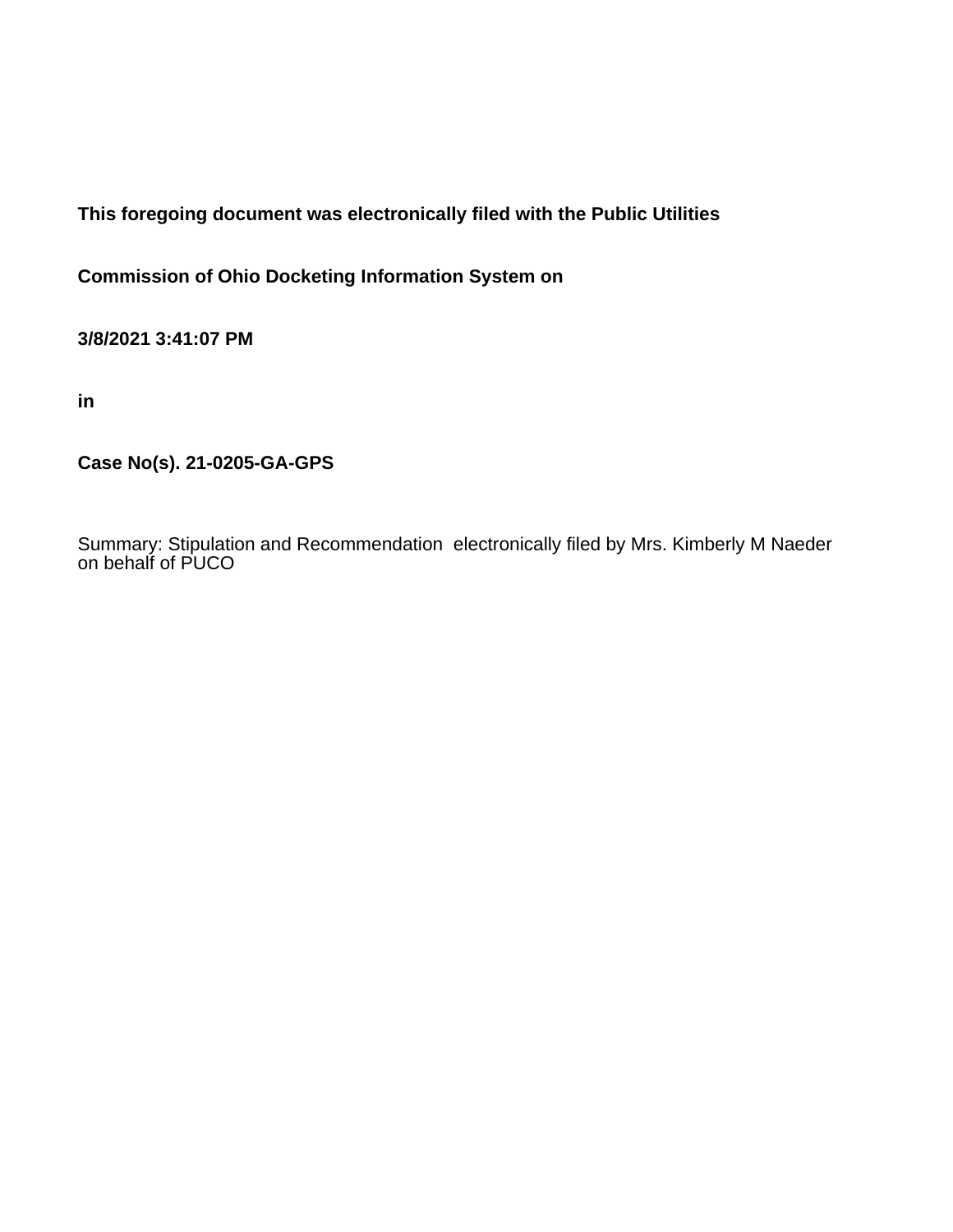**This foregoing document was electronically filed with the Public Utilities**

**Commission of Ohio Docketing Information System on**

**3/8/2021 3:41:07 PM**

**in**

**Case No(s). 21-0205-GA-GPS**

Summary: Stipulation and Recommendation electronically filed by Mrs. Kimberly M Naeder on behalf of PUCO